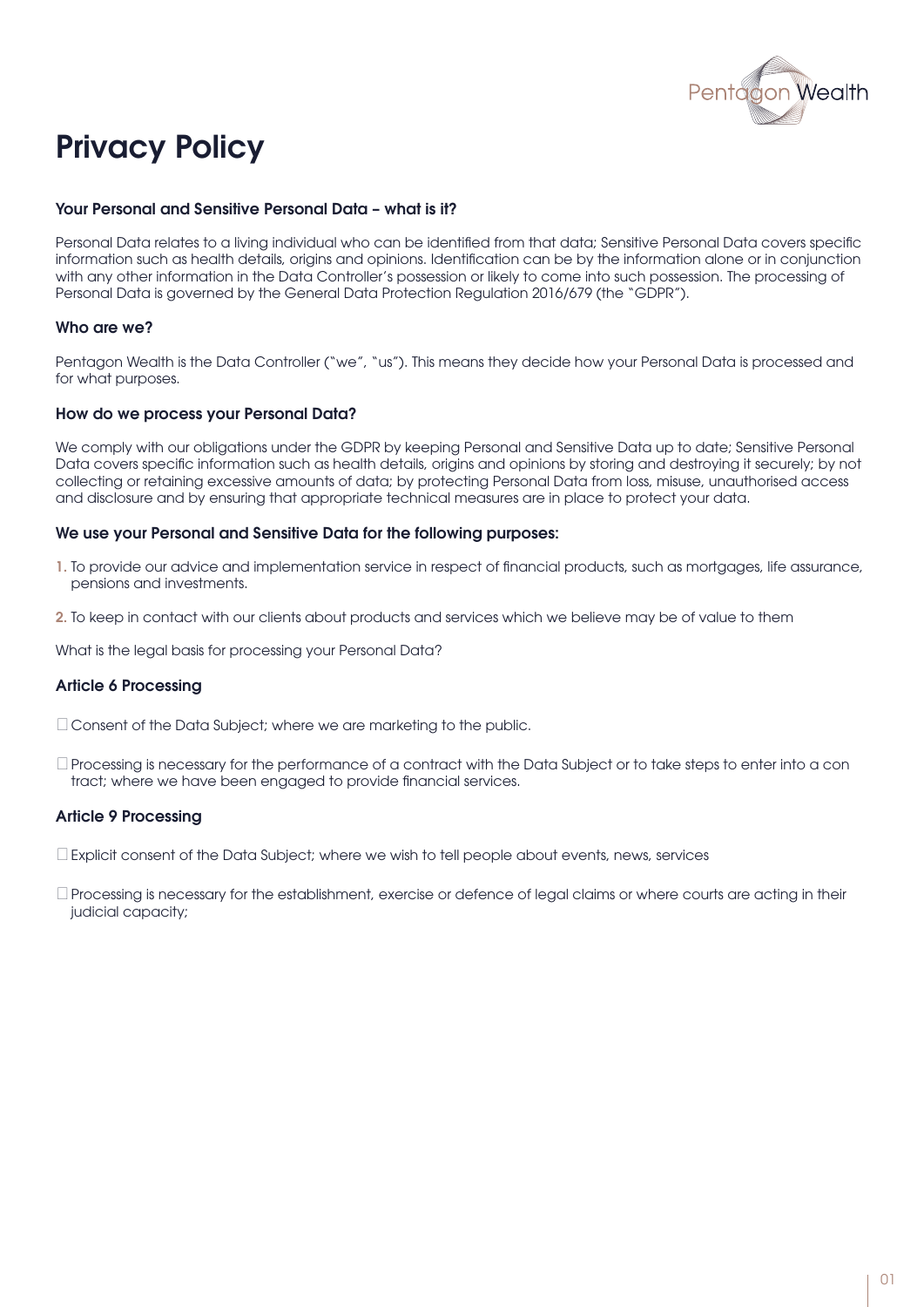# Privacy Policy

### Your Personal and Sensitive Personal Data – what is it?

Personal Data relates to a living individual who can be identified from that data; Sensitive Personal Data covers specific information such as health details, origins and opinions. Identification can be by the information alone or in conjunction with any other information in the Data Controller's possession or likely to come into such possession. The processing of Personal Data is governed by the General Data Protection Regulation 2016/679 (the "GDPR").

### Who are we?

Pentagon Wealth is the Data Controller ("we", "us"). This means they decide how your Personal Data is processed and for what purposes.

### How do we process your Personal Data?

We comply with our obligations under the GDPR by keeping Personal and Sensitive Data up to date; Sensitive Personal Data covers specific information such as health details, origins and opinions by storing and destroying it securely; by not collecting or retaining excessive amounts of data; by protecting Personal Data from loss, misuse, unauthorised access and disclosure and by ensuring that appropriate technical measures are in place to protect your data.

### We use your Personal and Sensitive Data for the following purposes:

1. To provide our advice and implementation service in respect of financial products, such as mortgages, life assurance, pensions and investments.
2. To keep in contact with our clients about products and services which we believe may be of value to them

What is the legal basis for processing your Personal Data?

### Article 6 Processing

- Consent of the Data Subject; where we are marketing to the public.
- Processing is necessary for the performance of a contract with the Data Subject or to take steps to enter into a con tract; where we have been engaged to provide financial services.

### Article 9 Processing

- Explicit consent of the Data Subject; where we wish to tell people about events, news, services
- Processing is necessary for the establishment, exercise or defence of legal claims or where courts are acting in their judicial capacity;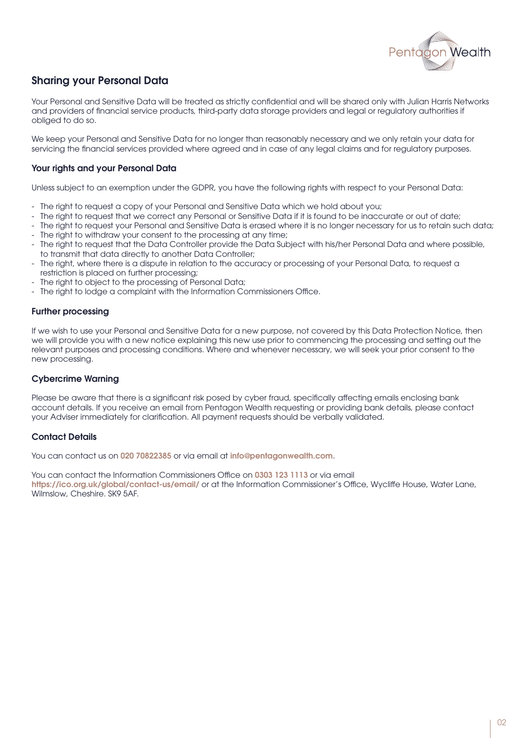## Sharing your Personal Data

Your Personal and Sensitive Data will be treated as strictly confidential and will be shared only with Julian Harris Networks and providers of financial service products, third-party data storage providers and legal or regulatory authorities if obliged to do so.

We keep your Personal and Sensitive Data for no longer than reasonably necessary and we only retain your data for servicing the financial services provided where agreed and in case of any legal claims and for regulatory purposes.

### Your rights and your Personal Data

Unless subject to an exemption under the GDPR, you have the following rights with respect to your Personal Data:

- The right to request a copy of your Personal and Sensitive Data which we hold about you;
- The right to request that we correct any Personal or Sensitive Data if it is found to be inaccurate or out of date;
- The right to request your Personal and Sensitive Data is erased where it is no longer necessary for us to retain such data;
- The right to withdraw your consent to the processing at any time;
- The right to request that the Data Controller provide the Data Subject with his/her Personal Data and where possible, to transmit that data directly to another Data Controller;
- The right, where there is a dispute in relation to the accuracy or processing of your Personal Data, to request a restriction is placed on further processing;
- The right to object to the processing of Personal Data;
- The right to lodge a complaint with the Information Commissioners Office.

### Further processing

If we wish to use your Personal and Sensitive Data for a new purpose, not covered by this Data Protection Notice, then we will provide you with a new notice explaining this new use prior to commencing the processing and setting out the relevant purposes and processing conditions. Where and whenever necessary, we will seek your prior consent to the new processing.

### Cybercrime Warning

Please be aware that there is a significant risk posed by cyber fraud, specifically affecting emails enclosing bank account details. If you receive an email from Pentagon Wealth requesting or providing bank details, please contact your Adviser immediately for clarification. All payment requests should be verbally validated.

### Contact Details

You can contact us on **020 70822385** or via email at **info@pentagonwealth.com**.

You can contact the Information Commissioners Office on **0303 123 1113** or via email **https://ico.org.uk/global/contact-us/email/** or at the Information Commissioner's Office, Wycliffe House, Water Lane, Wilmslow, Cheshire. SK9 5AF.